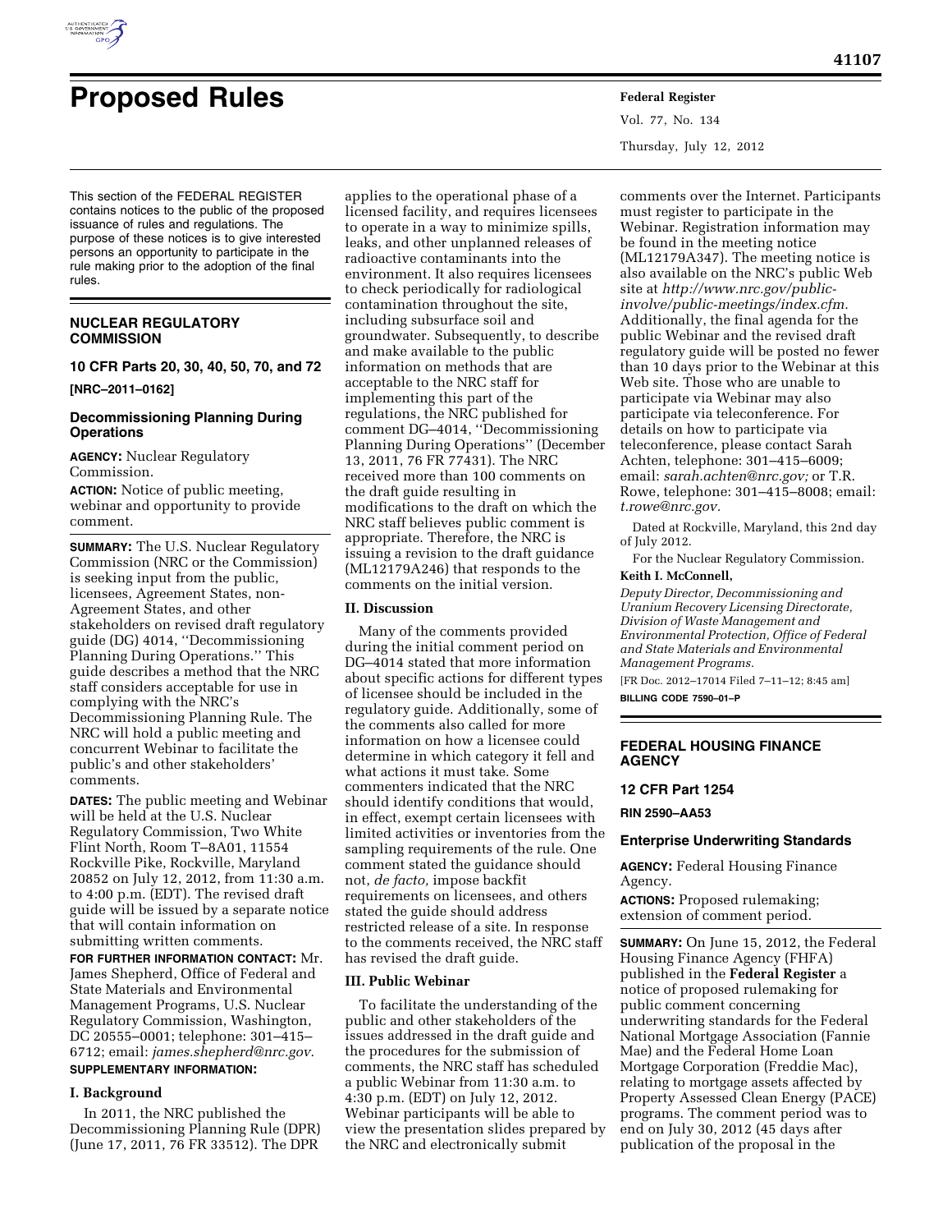# Proposed Rules

This section of the FEDERAL REGISTER contains notices to the public of the proposed issuance of rules and regulations. The purpose of these notices is to give interested persons an opportunity to participate in the rule making prior to the adoption of the final rules.

## NUCLEAR REGULATORY COMMISSION

### 10 CFR Parts 20, 30, 40, 50, 70, and 72

**[NRC–2011–0162]**

### Decommissioning Planning During Operations

**AGENCY:** Nuclear Regulatory Commission.

**ACTION:** Notice of public meeting, webinar and opportunity to provide comment.

**SUMMARY:** The U.S. Nuclear Regulatory Commission (NRC or the Commission) is seeking input from the public, licensees, Agreement States, non-Agreement States, and other stakeholders on revised draft regulatory guide (DG) 4014, ''Decommissioning Planning During Operations.'' This guide describes a method that the NRC staff considers acceptable for use in complying with the NRC's Decommissioning Planning Rule. The NRC will hold a public meeting and concurrent Webinar to facilitate the public's and other stakeholders' comments.

**DATES:** The public meeting and Webinar will be held at the U.S. Nuclear Regulatory Commission, Two White Flint North, Room T–8A01, 11554 Rockville Pike, Rockville, Maryland 20852 on July 12, 2012, from 11:30 a.m. to 4:00 p.m. (EDT). The revised draft guide will be issued by a separate notice that will contain information on submitting written comments.

**FOR FURTHER INFORMATION CONTACT:** Mr. James Shepherd, Office of Federal and State Materials and Environmental Management Programs, U.S. Nuclear Regulatory Commission, Washington, DC 20555–0001; telephone: 301–415–6712; email: *james.shepherd@nrc.gov.*

**SUPPLEMENTARY INFORMATION:**

#### I. Background

In 2011, the NRC published the Decommissioning Planning Rule (DPR) (June 17, 2011, 76 FR 33512). The DPR applies to the operational phase of a licensed facility, and requires licensees to operate in a way to minimize spills, leaks, and other unplanned releases of radioactive contaminants into the environment. It also requires licensees to check periodically for radiological contamination throughout the site, including subsurface soil and groundwater. Subsequently, to describe and make available to the public information on methods that are acceptable to the NRC staff for implementing this part of the regulations, the NRC published for comment DG–4014, ''Decommissioning Planning During Operations'' (December 13, 2011, 76 FR 77431). The NRC received more than 100 comments on the draft guide resulting in modifications to the draft on which the NRC staff believes public comment is appropriate. Therefore, the NRC is issuing a revision to the draft guidance (ML12179A246) that responds to the comments on the initial version.

#### II. Discussion

Many of the comments provided during the initial comment period on DG–4014 stated that more information about specific actions for different types of licensee should be included in the regulatory guide. Additionally, some of the comments also called for more information on how a licensee could determine in which category it fell and what actions it must take. Some commenters indicated that the NRC should identify conditions that would, in effect, exempt certain licensees with limited activities or inventories from the sampling requirements of the rule. One comment stated the guidance should not, *de facto,* impose backfit requirements on licensees, and others stated the guide should address restricted release of a site. In response to the comments received, the NRC staff has revised the draft guide.

#### III. Public Webinar

To facilitate the understanding of the public and other stakeholders of the issues addressed in the draft guide and the procedures for the submission of comments, the NRC staff has scheduled a public Webinar from 11:30 a.m. to 4:30 p.m. (EDT) on July 12, 2012. Webinar participants will be able to view the presentation slides prepared by the NRC and electronically submit comments over the Internet. Participants must register to participate in the Webinar. Registration information may be found in the meeting notice (ML12179A347). The meeting notice is also available on the NRC's public Web site at *http://www.nrc.gov/public-involve/public-meetings/index.cfm.* Additionally, the final agenda for the public Webinar and the revised draft regulatory guide will be posted no fewer than 10 days prior to the Webinar at this Web site. Those who are unable to participate via Webinar may also participate via teleconference. For details on how to participate via teleconference, please contact Sarah Achten, telephone: 301–415–6009; email: *sarah.achten@nrc.gov;* or T.R. Rowe, telephone: 301–415–8008; email: *t.rowe@nrc.gov.*

Dated at Rockville, Maryland, this 2nd day of July 2012.

For the Nuclear Regulatory Commission.

**Keith I. McConnell,**

*Deputy Director, Decommissioning and Uranium Recovery Licensing Directorate, Division of Waste Management and Environmental Protection, Office of Federal and State Materials and Environmental Management Programs.*

[FR Doc. 2012–17014 Filed 7–11–12; 8:45 am]

**BILLING CODE 7590–01–P**

## FEDERAL HOUSING FINANCE AGENCY

### 12 CFR Part 1254

**RIN 2590–AA53**

### Enterprise Underwriting Standards

**AGENCY:** Federal Housing Finance Agency.

**ACTIONS:** Proposed rulemaking; extension of comment period.

**SUMMARY:** On June 15, 2012, the Federal Housing Finance Agency (FHFA) published in the **Federal Register** a notice of proposed rulemaking for public comment concerning underwriting standards for the Federal National Mortgage Association (Fannie Mae) and the Federal Home Loan Mortgage Corporation (Freddie Mac), relating to mortgage assets affected by Property Assessed Clean Energy (PACE) programs. The comment period was to end on July 30, 2012 (45 days after publication of the proposal in the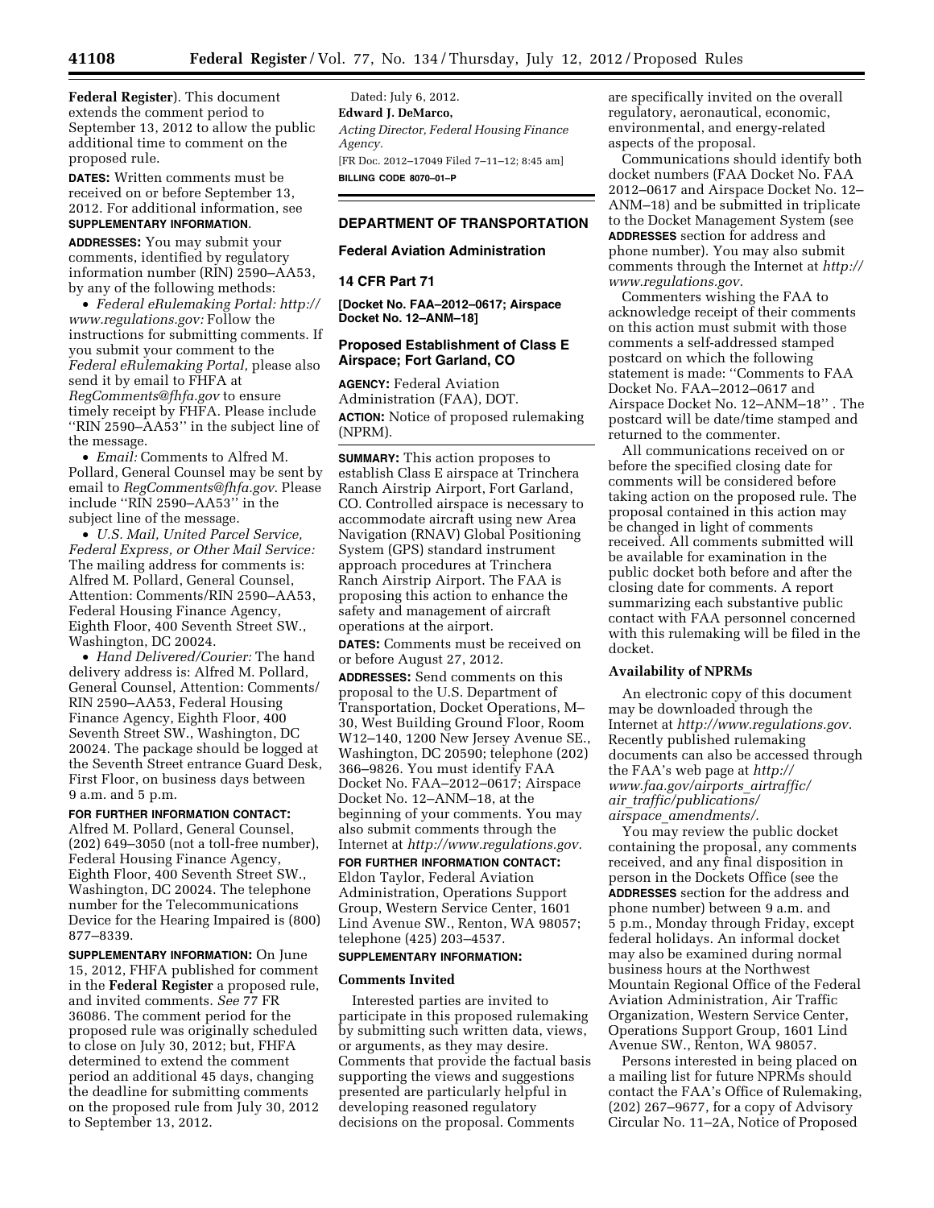**Federal Register**). This document extends the comment period to September 13, 2012 to allow the public additional time to comment on the proposed rule.

**DATES:** Written comments must be received on or before September 13, 2012. For additional information, see **SUPPLEMENTARY INFORMATION**.

**ADDRESSES:** You may submit your comments, identified by regulatory information number (RIN) 2590–AA53, by any of the following methods:

- *Federal eRulemaking Portal: http://www.regulations.gov:* Follow the instructions for submitting comments. If you submit your comment to the *Federal eRulemaking Portal,* please also send it by email to FHFA at *RegComments@fhfa.gov* to ensure timely receipt by FHFA. Please include ''RIN 2590–AA53'' in the subject line of the message.
- *Email:* Comments to Alfred M. Pollard, General Counsel may be sent by email to *RegComments@fhfa.gov*. Please include ''RIN 2590–AA53'' in the subject line of the message.
- *U.S. Mail, United Parcel Service, Federal Express, or Other Mail Service:* The mailing address for comments is: Alfred M. Pollard, General Counsel, Attention: Comments/RIN 2590–AA53, Federal Housing Finance Agency, Eighth Floor, 400 Seventh Street SW., Washington, DC 20024.
- *Hand Delivered/Courier:* The hand delivery address is: Alfred M. Pollard, General Counsel, Attention: Comments/RIN 2590–AA53, Federal Housing Finance Agency, Eighth Floor, 400 Seventh Street SW., Washington, DC 20024. The package should be logged at the Seventh Street entrance Guard Desk, First Floor, on business days between 9 a.m. and 5 p.m.

**FOR FURTHER INFORMATION CONTACT:** Alfred M. Pollard, General Counsel, (202) 649–3050 (not a toll-free number), Federal Housing Finance Agency, Eighth Floor, 400 Seventh Street SW., Washington, DC 20024. The telephone number for the Telecommunications Device for the Hearing Impaired is (800) 877–8339.

**SUPPLEMENTARY INFORMATION:** On June 15, 2012, FHFA published for comment in the **Federal Register** a proposed rule, and invited comments. *See* 77 FR 36086. The comment period for the proposed rule was originally scheduled to close on July 30, 2012; but, FHFA determined to extend the comment period an additional 45 days, changing the deadline for submitting comments on the proposed rule from July 30, 2012 to September 13, 2012.

Dated: July 6, 2012.

**Edward J. DeMarco,**

*Acting Director, Federal Housing Finance Agency.*

[FR Doc. 2012–17049 Filed 7–11–12; 8:45 am]

**BILLING CODE 8070–01–P**

---

## DEPARTMENT OF TRANSPORTATION

### Federal Aviation Administration

### 14 CFR Part 71

**[Docket No. FAA–2012–0617; Airspace Docket No. 12–ANM–18]**

### Proposed Establishment of Class E Airspace; Fort Garland, CO

**AGENCY:** Federal Aviation Administration (FAA), DOT.

**ACTION:** Notice of proposed rulemaking (NPRM).

**SUMMARY:** This action proposes to establish Class E airspace at Trinchera Ranch Airstrip Airport, Fort Garland, CO. Controlled airspace is necessary to accommodate aircraft using new Area Navigation (RNAV) Global Positioning System (GPS) standard instrument approach procedures at Trinchera Ranch Airstrip Airport. The FAA is proposing this action to enhance the safety and management of aircraft operations at the airport.

**DATES:** Comments must be received on or before August 27, 2012.

**ADDRESSES:** Send comments on this proposal to the U.S. Department of Transportation, Docket Operations, M–30, West Building Ground Floor, Room W12–140, 1200 New Jersey Avenue SE., Washington, DC 20590; telephone (202) 366–9826. You must identify FAA Docket No. FAA–2012–0617; Airspace Docket No. 12–ANM–18, at the beginning of your comments. You may also submit comments through the Internet at *http://www.regulations.gov.*

**FOR FURTHER INFORMATION CONTACT:** Eldon Taylor, Federal Aviation Administration, Operations Support Group, Western Service Center, 1601 Lind Avenue SW., Renton, WA 98057; telephone (425) 203–4537.

**SUPPLEMENTARY INFORMATION:**

#### Comments Invited

Interested parties are invited to participate in this proposed rulemaking by submitting such written data, views, or arguments, as they may desire. Comments that provide the factual basis supporting the views and suggestions presented are particularly helpful in developing reasoned regulatory decisions on the proposal. Comments are specifically invited on the overall regulatory, aeronautical, economic, environmental, and energy-related aspects of the proposal.

Communications should identify both docket numbers (FAA Docket No. FAA 2012–0617 and Airspace Docket No. 12–ANM–18) and be submitted in triplicate to the Docket Management System (see **ADDRESSES** section for address and phone number). You may also submit comments through the Internet at *http://www.regulations.gov.*

Commenters wishing the FAA to acknowledge receipt of their comments on this action must submit with those comments a self-addressed stamped postcard on which the following statement is made: ''Comments to FAA Docket No. FAA–2012–0617 and Airspace Docket No. 12–ANM–18'' . The postcard will be date/time stamped and returned to the commenter.

All communications received on or before the specified closing date for comments will be considered before taking action on the proposed rule. The proposal contained in this action may be changed in light of comments received. All comments submitted will be available for examination in the public docket both before and after the closing date for comments. A report summarizing each substantive public contact with FAA personnel concerned with this rulemaking will be filed in the docket.

#### Availability of NPRMs

An electronic copy of this document may be downloaded through the Internet at *http://www.regulations.gov.* Recently published rulemaking documents can also be accessed through the FAA's web page at *http://www.faa.gov/airports_airtraffic/air_traffic/publications/airspace_amendments/.*

You may review the public docket containing the proposal, any comments received, and any final disposition in person in the Dockets Office (see the **ADDRESSES** section for the address and phone number) between 9 a.m. and 5 p.m., Monday through Friday, except federal holidays. An informal docket may also be examined during normal business hours at the Northwest Mountain Regional Office of the Federal Aviation Administration, Air Traffic Organization, Western Service Center, Operations Support Group, 1601 Lind Avenue SW., Renton, WA 98057.

Persons interested in being placed on a mailing list for future NPRMs should contact the FAA's Office of Rulemaking, (202) 267–9677, for a copy of Advisory Circular No. 11–2A, Notice of Proposed